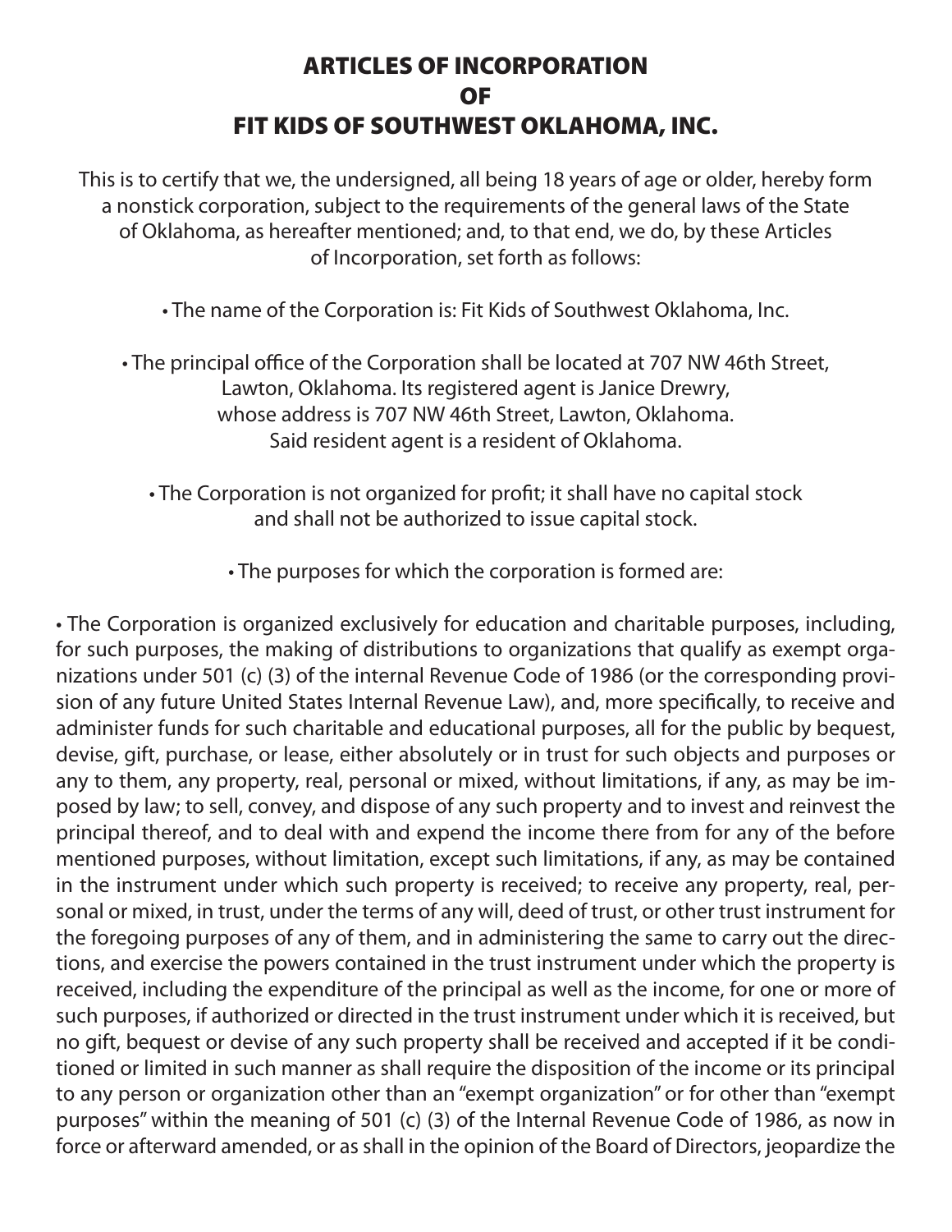# ARTICLES OF INCORPORATION
# OF
# FIT KIDS OF SOUTHWEST OKLAHOMA, INC.

This is to certify that we, the undersigned, all being 18 years of age or older, hereby form a nonstick corporation, subject to the requirements of the general laws of the State of Oklahoma, as hereafter mentioned; and, to that end, we do, by these Articles of Incorporation, set forth as follows:

• The name of the Corporation is: Fit Kids of Southwest Oklahoma, Inc.

• The principal office of the Corporation shall be located at 707 NW 46th Street, Lawton, Oklahoma. Its registered agent is Janice Drewry, whose address is 707 NW 46th Street, Lawton, Oklahoma. Said resident agent is a resident of Oklahoma.

• The Corporation is not organized for profit; it shall have no capital stock and shall not be authorized to issue capital stock.

• The purposes for which the corporation is formed are:

• The Corporation is organized exclusively for education and charitable purposes, including, for such purposes, the making of distributions to organizations that qualify as exempt organizations under 501 (c) (3) of the internal Revenue Code of 1986 (or the corresponding provision of any future United States Internal Revenue Law), and, more specifically, to receive and administer funds for such charitable and educational purposes, all for the public by bequest, devise, gift, purchase, or lease, either absolutely or in trust for such objects and purposes or any to them, any property, real, personal or mixed, without limitations, if any, as may be imposed by law; to sell, convey, and dispose of any such property and to invest and reinvest the principal thereof, and to deal with and expend the income there from for any of the before mentioned purposes, without limitation, except such limitations, if any, as may be contained in the instrument under which such property is received; to receive any property, real, personal or mixed, in trust, under the terms of any will, deed of trust, or other trust instrument for the foregoing purposes of any of them, and in administering the same to carry out the directions, and exercise the powers contained in the trust instrument under which the property is received, including the expenditure of the principal as well as the income, for one or more of such purposes, if authorized or directed in the trust instrument under which it is received, but no gift, bequest or devise of any such property shall be received and accepted if it be conditioned or limited in such manner as shall require the disposition of the income or its principal to any person or organization other than an "exempt organization" or for other than "exempt purposes" within the meaning of 501 (c) (3) of the Internal Revenue Code of 1986, as now in force or afterward amended, or as shall in the opinion of the Board of Directors, jeopardize the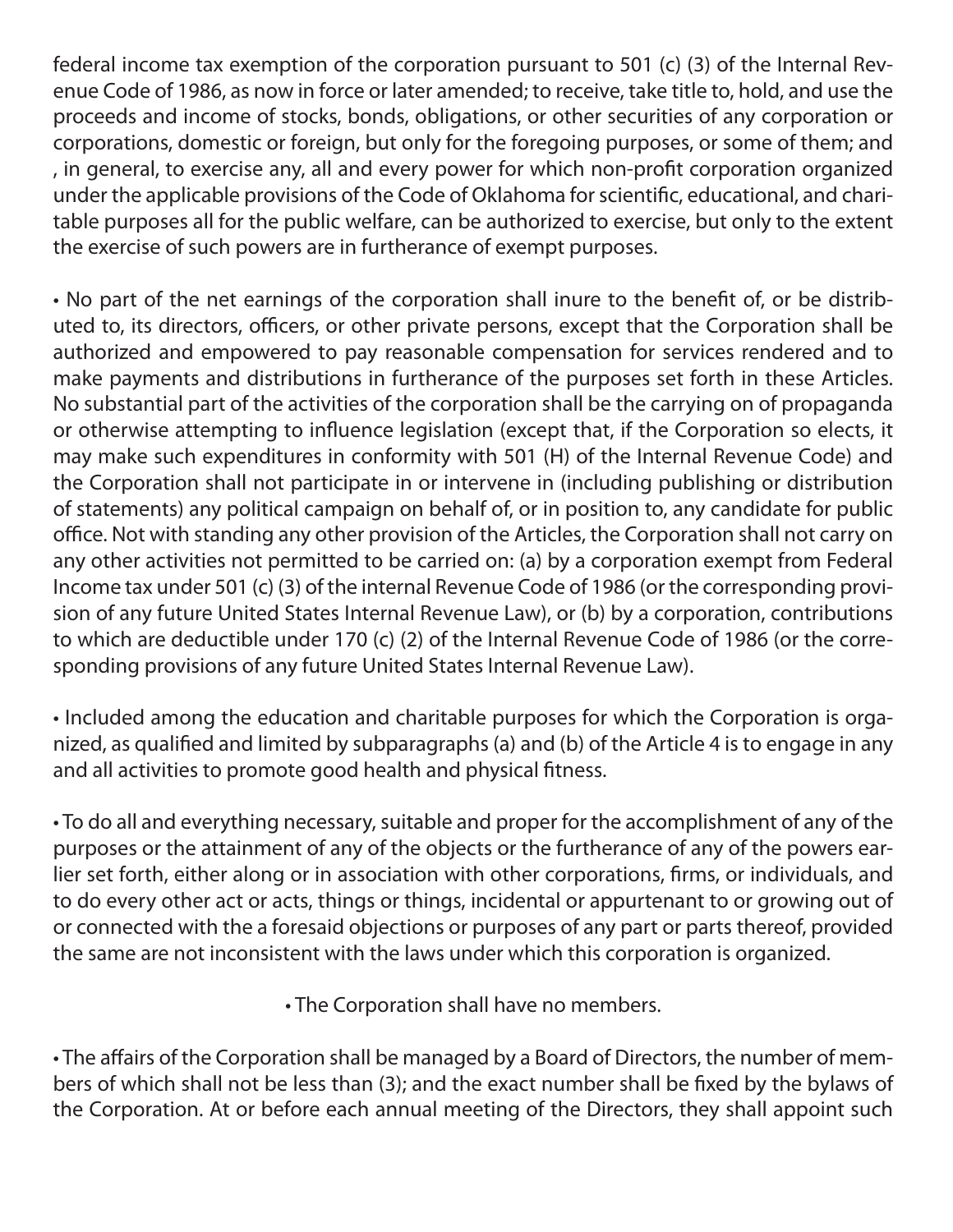federal income tax exemption of the corporation pursuant to 501 (c) (3) of the Internal Revenue Code of 1986, as now in force or later amended; to receive, take title to, hold, and use the proceeds and income of stocks, bonds, obligations, or other securities of any corporation or corporations, domestic or foreign, but only for the foregoing purposes, or some of them; and , in general, to exercise any, all and every power for which non-profit corporation organized under the applicable provisions of the Code of Oklahoma for scientific, educational, and charitable purposes all for the public welfare, can be authorized to exercise, but only to the extent the exercise of such powers are in furtherance of exempt purposes.

• No part of the net earnings of the corporation shall inure to the benefit of, or be distributed to, its directors, officers, or other private persons, except that the Corporation shall be authorized and empowered to pay reasonable compensation for services rendered and to make payments and distributions in furtherance of the purposes set forth in these Articles. No substantial part of the activities of the corporation shall be the carrying on of propaganda or otherwise attempting to influence legislation (except that, if the Corporation so elects, it may make such expenditures in conformity with 501 (H) of the Internal Revenue Code) and the Corporation shall not participate in or intervene in (including publishing or distribution of statements) any political campaign on behalf of, or in position to, any candidate for public office. Not with standing any other provision of the Articles, the Corporation shall not carry on any other activities not permitted to be carried on: (a) by a corporation exempt from Federal Income tax under 501 (c) (3) of the internal Revenue Code of 1986 (or the corresponding provision of any future United States Internal Revenue Law), or (b) by a corporation, contributions to which are deductible under 170 (c) (2) of the Internal Revenue Code of 1986 (or the corresponding provisions of any future United States Internal Revenue Law).

• Included among the education and charitable purposes for which the Corporation is organized, as qualified and limited by subparagraphs (a) and (b) of the Article 4 is to engage in any and all activities to promote good health and physical fitness.

• To do all and everything necessary, suitable and proper for the accomplishment of any of the purposes or the attainment of any of the objects or the furtherance of any of the powers earlier set forth, either along or in association with other corporations, firms, or individuals, and to do every other act or acts, things or things, incidental or appurtenant to or growing out of or connected with the a foresaid objections or purposes of any part or parts thereof, provided the same are not inconsistent with the laws under which this corporation is organized.

• The Corporation shall have no members.

• The affairs of the Corporation shall be managed by a Board of Directors, the number of members of which shall not be less than (3); and the exact number shall be fixed by the bylaws of the Corporation. At or before each annual meeting of the Directors, they shall appoint such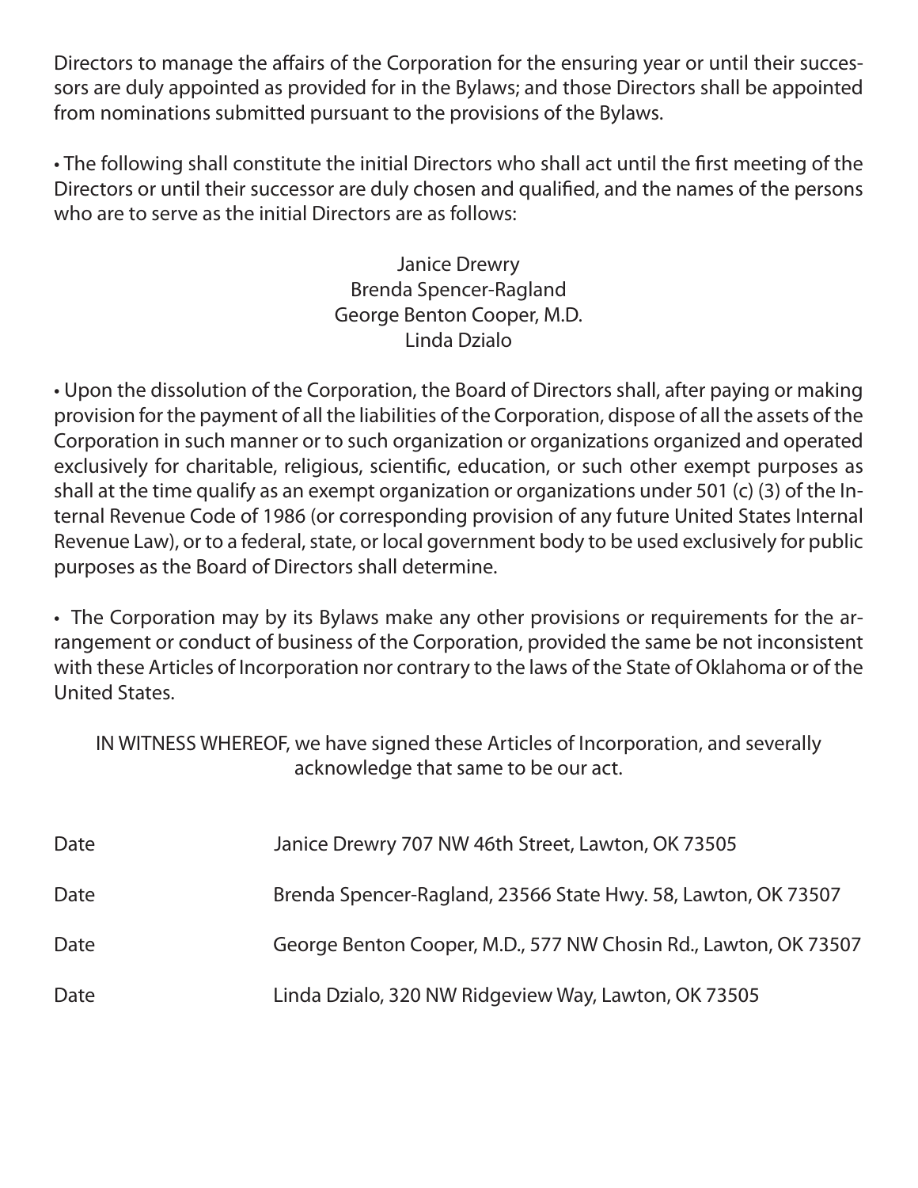Directors to manage the affairs of the Corporation for the ensuring year or until their successors are duly appointed as provided for in the Bylaws; and those Directors shall be appointed from nominations submitted pursuant to the provisions of the Bylaws.

• The following shall constitute the initial Directors who shall act until the first meeting of the Directors or until their successor are duly chosen and qualified, and the names of the persons who are to serve as the initial Directors are as follows:

Janice Drewry  
Brenda Spencer-Ragland  
George Benton Cooper, M.D.  
Linda Dzialo

• Upon the dissolution of the Corporation, the Board of Directors shall, after paying or making provision for the payment of all the liabilities of the Corporation, dispose of all the assets of the Corporation in such manner or to such organization or organizations organized and operated exclusively for charitable, religious, scientific, education, or such other exempt purposes as shall at the time qualify as an exempt organization or organizations under 501 (c) (3) of the Internal Revenue Code of 1986 (or corresponding provision of any future United States Internal Revenue Law), or to a federal, state, or local government body to be used exclusively for public purposes as the Board of Directors shall determine.

• The Corporation may by its Bylaws make any other provisions or requirements for the arrangement or conduct of business of the Corporation, provided the same be not inconsistent with these Articles of Incorporation nor contrary to the laws of the State of Oklahoma or of the United States.

IN WITNESS WHEREOF, we have signed these Articles of Incorporation, and severally acknowledge that same to be our act.

| | |
|---|---|
| Date | Janice Drewry 707 NW 46th Street, Lawton, OK 73505 |
| Date | Brenda Spencer-Ragland, 23566 State Hwy. 58, Lawton, OK 73507 |
| Date | George Benton Cooper, M.D., 577 NW Chosin Rd., Lawton, OK 73507 |
| Date | Linda Dzialo, 320 NW Ridgeview Way, Lawton, OK 73505 |